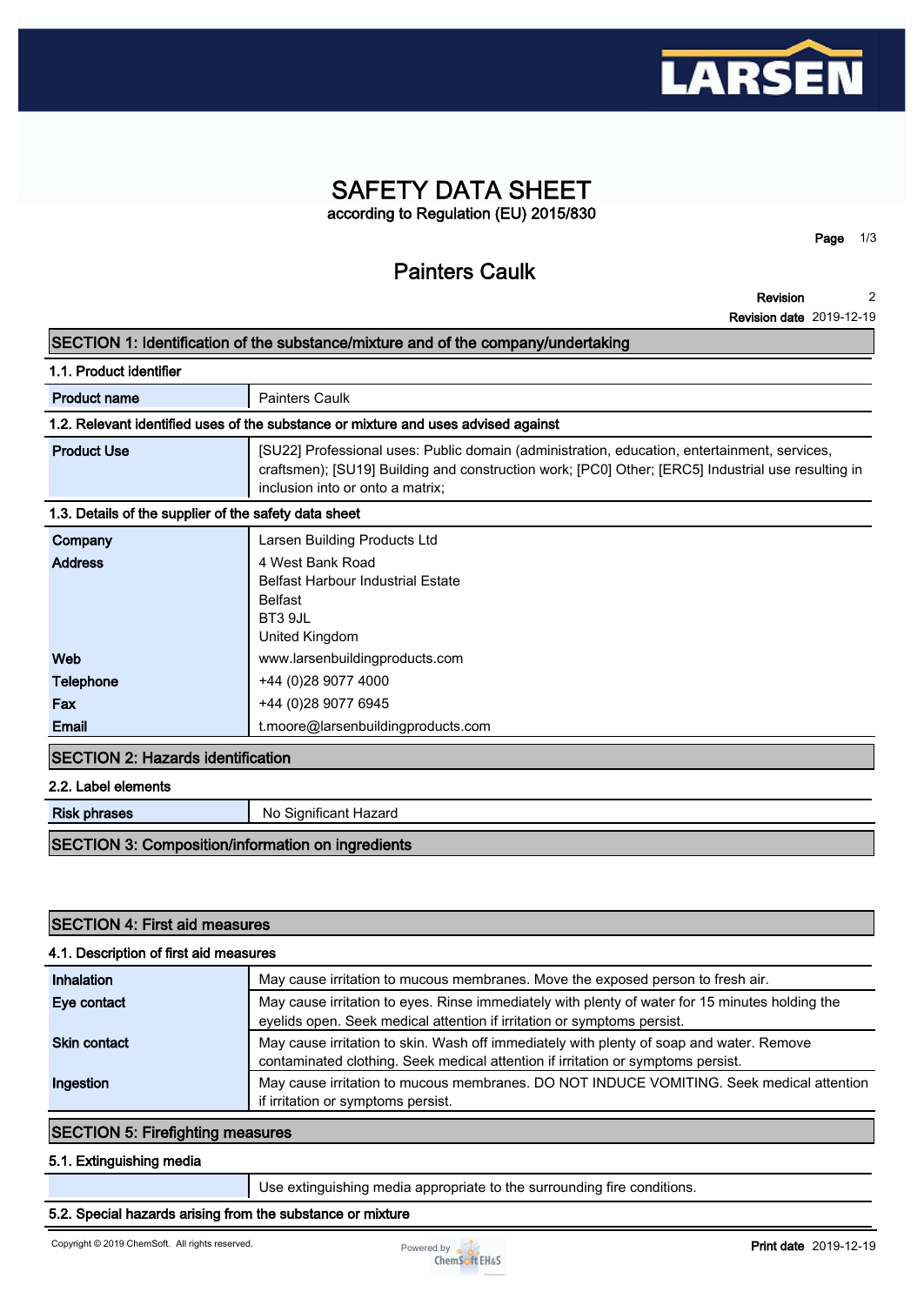# SAFETY DATA SHEET

according to Regulation (EU) 2015/830

## Painters Caulk

**Revision** 2

**Revision date** 2019-12-19

## SECTION 1: Identification of the substance/mixture and of the company/undertaking

### 1.1. Product identifier

| | |
|---|---|
| **Product name** | Painters Caulk |

### 1.2. Relevant identified uses of the substance or mixture and uses advised against

| | |
|---|---|
| **Product Use** | [SU22] Professional uses: Public domain (administration, education, entertainment, services, craftsmen); [SU19] Building and construction work; [PC0] Other; [ERC5] Industrial use resulting in inclusion into or onto a matrix; |

### 1.3. Details of the supplier of the safety data sheet

| | |
|---|---|
| **Company** | Larsen Building Products Ltd |
| **Address** | 4 West Bank Road<br>Belfast Harbour Industrial Estate<br>Belfast<br>BT3 9JL<br>United Kingdom |
| **Web** | www.larsenbuildingproducts.com |
| **Telephone** | +44 (0)28 9077 4000 |
| **Fax** | +44 (0)28 9077 6945 |
| **Email** | t.moore@larsenbuildingproducts.com |

## SECTION 2: Hazards identification

### 2.2. Label elements

| | |
|---|---|
| **Risk phrases** | No Significant Hazard |

## SECTION 3: Composition/information on ingredients

## SECTION 4: First aid measures

### 4.1. Description of first aid measures

| | |
|---|---|
| **Inhalation** | May cause irritation to mucous membranes. Move the exposed person to fresh air. |
| **Eye contact** | May cause irritation to eyes. Rinse immediately with plenty of water for 15 minutes holding the eyelids open. Seek medical attention if irritation or symptoms persist. |
| **Skin contact** | May cause irritation to skin. Wash off immediately with plenty of soap and water. Remove contaminated clothing. Seek medical attention if irritation or symptoms persist. |
| **Ingestion** | May cause irritation to mucous membranes. DO NOT INDUCE VOMITING. Seek medical attention if irritation or symptoms persist. |

## SECTION 5: Firefighting measures

### 5.1. Extinguishing media

| | |
|---|---|
| | Use extinguishing media appropriate to the surrounding fire conditions. |

### 5.2. Special hazards arising from the substance or mixture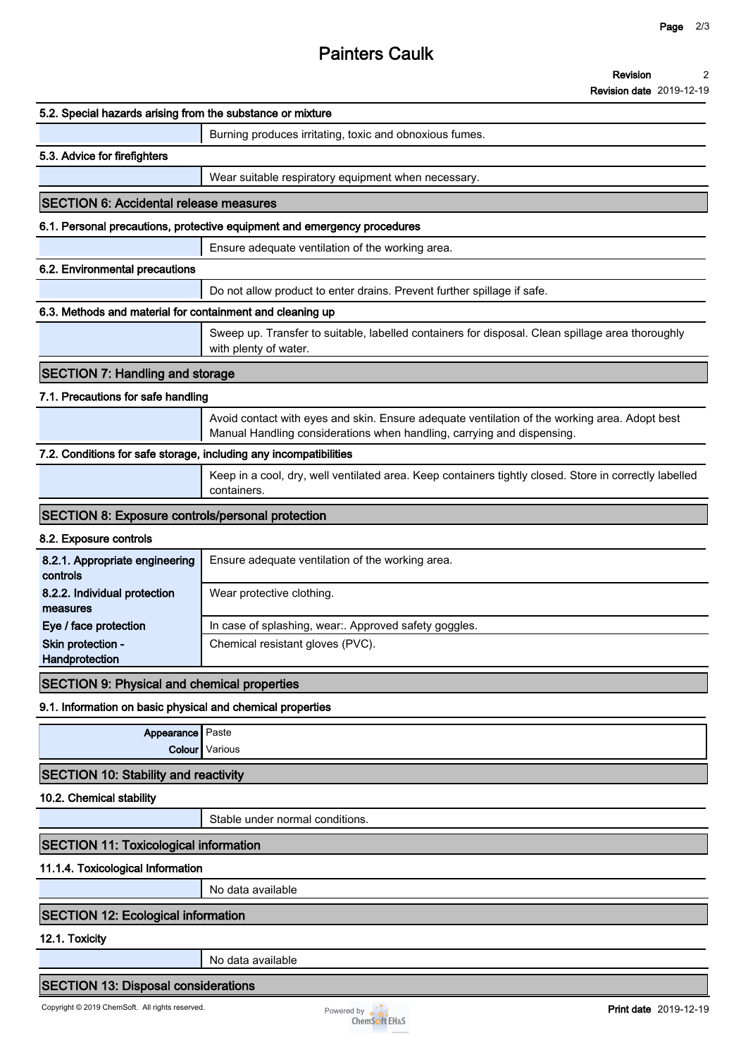#### 5.2. Special hazards arising from the substance or mixture

Burning produces irritating, toxic and obnoxious fumes.

#### 5.3. Advice for firefighters

Wear suitable respiratory equipment when necessary.

## SECTION 6: Accidental release measures

#### 6.1. Personal precautions, protective equipment and emergency procedures

Ensure adequate ventilation of the working area.

#### 6.2. Environmental precautions

Do not allow product to enter drains. Prevent further spillage if safe.

#### 6.3. Methods and material for containment and cleaning up

Sweep up. Transfer to suitable, labelled containers for disposal. Clean spillage area thoroughly with plenty of water.

## SECTION 7: Handling and storage

#### 7.1. Precautions for safe handling

Avoid contact with eyes and skin. Ensure adequate ventilation of the working area. Adopt best Manual Handling considerations when handling, carrying and dispensing.

#### 7.2. Conditions for safe storage, including any incompatibilities

Keep in a cool, dry, well ventilated area. Keep containers tightly closed. Store in correctly labelled containers.

## SECTION 8: Exposure controls/personal protection

#### 8.2. Exposure controls

| | |
|---|---|
| **8.2.1. Appropriate engineering controls** | Ensure adequate ventilation of the working area. |
| **8.2.2. Individual protection measures** | Wear protective clothing. |
| **Eye / face protection** | In case of splashing, wear:. Approved safety goggles. |
| **Skin protection - Handprotection** | Chemical resistant gloves (PVC). |

## SECTION 9: Physical and chemical properties

#### 9.1. Information on basic physical and chemical properties

| | |
|---|---|
| **Appearance** | Paste |
| **Colour** | Various |

## SECTION 10: Stability and reactivity

#### 10.2. Chemical stability

Stable under normal conditions.

## SECTION 11: Toxicological information

#### 11.1.4. Toxicological Information

No data available

## SECTION 12: Ecological information

#### 12.1. Toxicity

No data available

## SECTION 13: Disposal considerations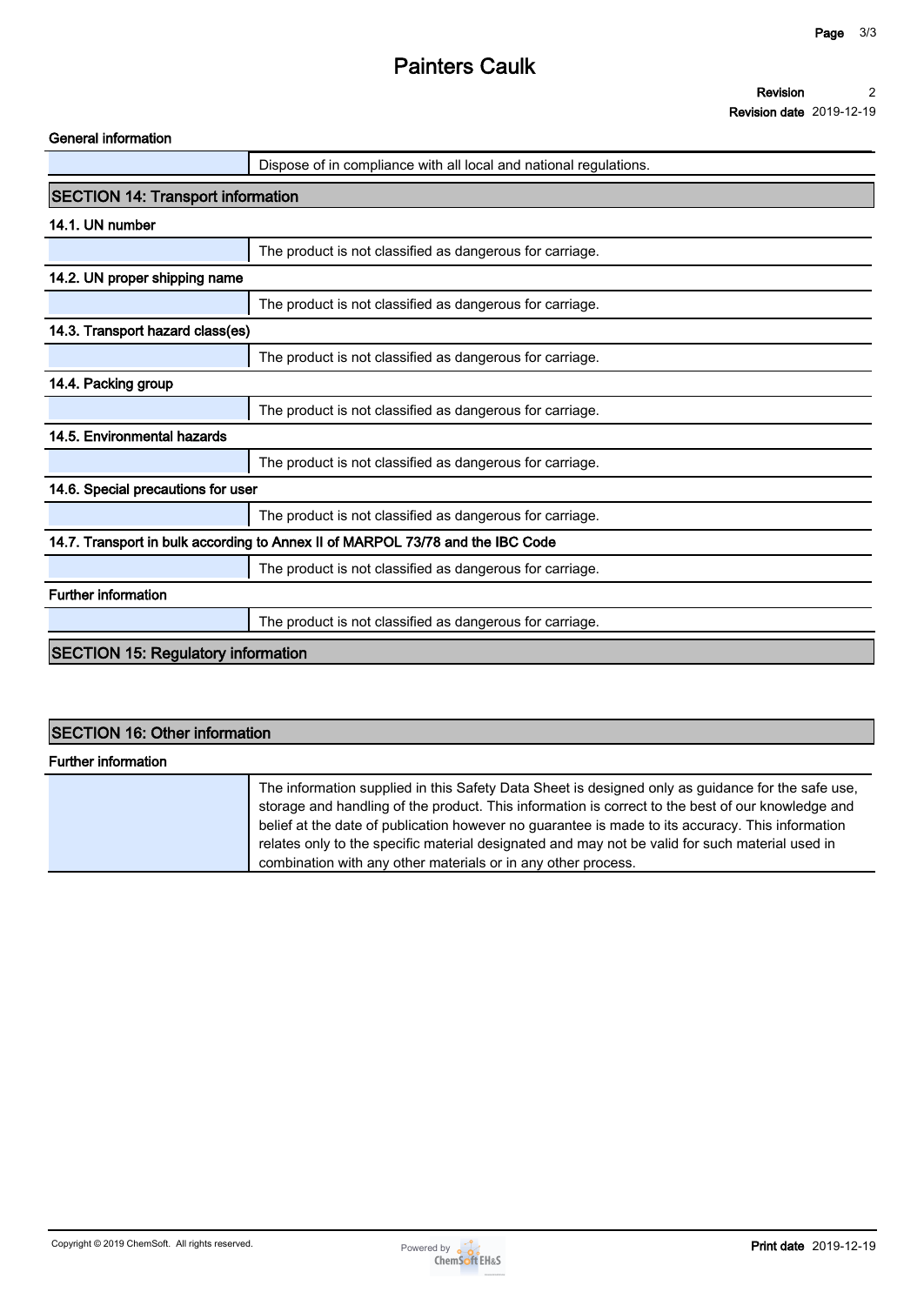#### General information

| | |
|---|---|
| | Dispose of in compliance with all local and national regulations. |

## SECTION 14: Transport information

#### 14.1. UN number

| | |
|---|---|
| | The product is not classified as dangerous for carriage. |

#### 14.2. UN proper shipping name

| | |
|---|---|
| | The product is not classified as dangerous for carriage. |

#### 14.3. Transport hazard class(es)

| | |
|---|---|
| | The product is not classified as dangerous for carriage. |

#### 14.4. Packing group

| | |
|---|---|
| | The product is not classified as dangerous for carriage. |

#### 14.5. Environmental hazards

| | |
|---|---|
| | The product is not classified as dangerous for carriage. |

#### 14.6. Special precautions for user

| | |
|---|---|
| | The product is not classified as dangerous for carriage. |

#### 14.7. Transport in bulk according to Annex II of MARPOL 73/78 and the IBC Code

| | |
|---|---|
| | The product is not classified as dangerous for carriage. |

#### Further information

| | |
|---|---|
| | The product is not classified as dangerous for carriage. |

## SECTION 15: Regulatory information

## SECTION 16: Other information

#### Further information

| | |
|---|---|
| | The information supplied in this Safety Data Sheet is designed only as guidance for the safe use, storage and handling of the product. This information is correct to the best of our knowledge and belief at the date of publication however no guarantee is made to its accuracy. This information relates only to the specific material designated and may not be valid for such material used in combination with any other materials or in any other process. |